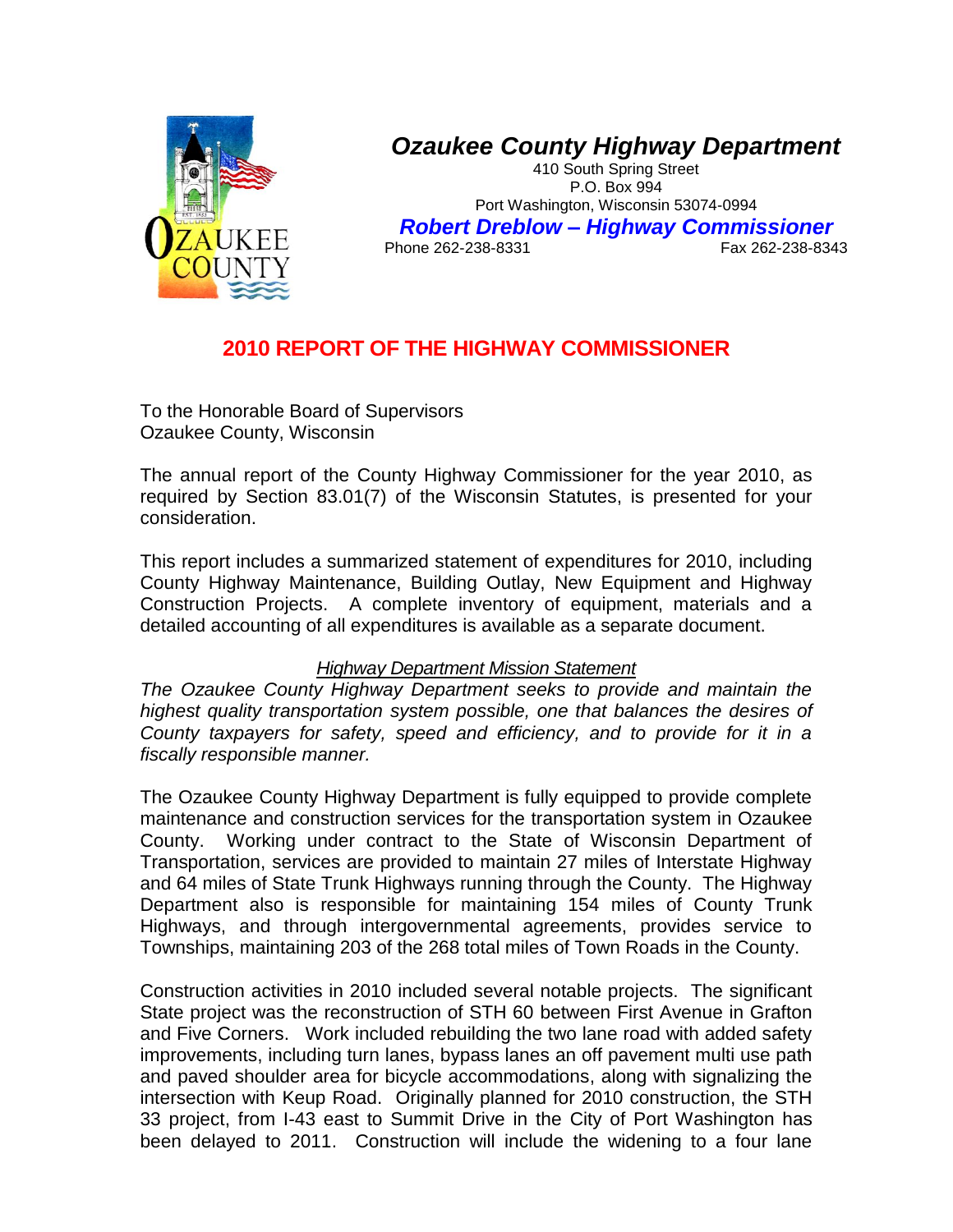# Ozaukee County Highway Department

410 South Spring Street
P.O. Box 994
Port Washington, Wisconsin 53074-0994

**Robert Dreblow – Highway Commissioner**

Phone 262-238-8331 Fax 262-238-8343

## 2010 REPORT OF THE HIGHWAY COMMISSIONER

To the Honorable Board of Supervisors
Ozaukee County, Wisconsin

The annual report of the County Highway Commissioner for the year 2010, as required by Section 83.01(7) of the Wisconsin Statutes, is presented for your consideration.

This report includes a summarized statement of expenditures for 2010, including County Highway Maintenance, Building Outlay, New Equipment and Highway Construction Projects. A complete inventory of equipment, materials and a detailed accounting of all expenditures is available as a separate document.

*Highway Department Mission Statement*

*The Ozaukee County Highway Department seeks to provide and maintain the highest quality transportation system possible, one that balances the desires of County taxpayers for safety, speed and efficiency, and to provide for it in a fiscally responsible manner.*

The Ozaukee County Highway Department is fully equipped to provide complete maintenance and construction services for the transportation system in Ozaukee County. Working under contract to the State of Wisconsin Department of Transportation, services are provided to maintain 27 miles of Interstate Highway and 64 miles of State Trunk Highways running through the County. The Highway Department also is responsible for maintaining 154 miles of County Trunk Highways, and through intergovernmental agreements, provides service to Townships, maintaining 203 of the 268 total miles of Town Roads in the County.

Construction activities in 2010 included several notable projects. The significant State project was the reconstruction of STH 60 between First Avenue in Grafton and Five Corners. Work included rebuilding the two lane road with added safety improvements, including turn lanes, bypass lanes an off pavement multi use path and paved shoulder area for bicycle accommodations, along with signalizing the intersection with Keup Road. Originally planned for 2010 construction, the STH 33 project, from I-43 east to Summit Drive in the City of Port Washington has been delayed to 2011. Construction will include the widening to a four lane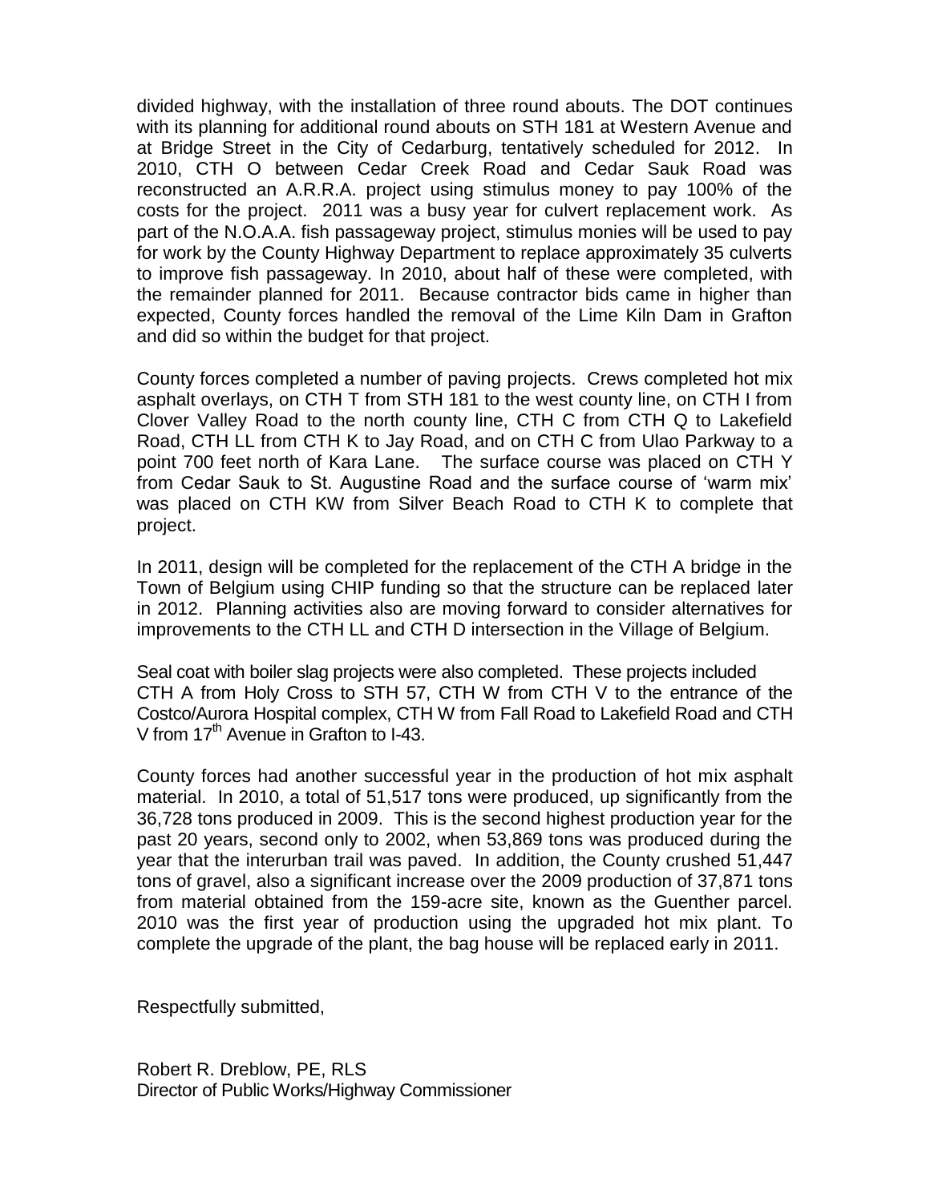divided highway, with the installation of three round abouts. The DOT continues with its planning for additional round abouts on STH 181 at Western Avenue and at Bridge Street in the City of Cedarburg, tentatively scheduled for 2012. In 2010, CTH O between Cedar Creek Road and Cedar Sauk Road was reconstructed an A.R.R.A. project using stimulus money to pay 100% of the costs for the project. 2011 was a busy year for culvert replacement work. As part of the N.O.A.A. fish passageway project, stimulus monies will be used to pay for work by the County Highway Department to replace approximately 35 culverts to improve fish passageway. In 2010, about half of these were completed, with the remainder planned for 2011. Because contractor bids came in higher than expected, County forces handled the removal of the Lime Kiln Dam in Grafton and did so within the budget for that project.

County forces completed a number of paving projects. Crews completed hot mix asphalt overlays, on CTH T from STH 181 to the west county line, on CTH I from Clover Valley Road to the north county line, CTH C from CTH Q to Lakefield Road, CTH LL from CTH K to Jay Road, and on CTH C from Ulao Parkway to a point 700 feet north of Kara Lane. The surface course was placed on CTH Y from Cedar Sauk to St. Augustine Road and the surface course of 'warm mix' was placed on CTH KW from Silver Beach Road to CTH K to complete that project.

In 2011, design will be completed for the replacement of the CTH A bridge in the Town of Belgium using CHIP funding so that the structure can be replaced later in 2012. Planning activities also are moving forward to consider alternatives for improvements to the CTH LL and CTH D intersection in the Village of Belgium.

Seal coat with boiler slag projects were also completed. These projects included CTH A from Holy Cross to STH 57, CTH W from CTH V to the entrance of the Costco/Aurora Hospital complex, CTH W from Fall Road to Lakefield Road and CTH V from 17th Avenue in Grafton to I-43.

County forces had another successful year in the production of hot mix asphalt material. In 2010, a total of 51,517 tons were produced, up significantly from the 36,728 tons produced in 2009. This is the second highest production year for the past 20 years, second only to 2002, when 53,869 tons was produced during the year that the interurban trail was paved. In addition, the County crushed 51,447 tons of gravel, also a significant increase over the 2009 production of 37,871 tons from material obtained from the 159-acre site, known as the Guenther parcel. 2010 was the first year of production using the upgraded hot mix plant. To complete the upgrade of the plant, the bag house will be replaced early in 2011.

Respectfully submitted,

Robert R. Dreblow, PE, RLS
Director of Public Works/Highway Commissioner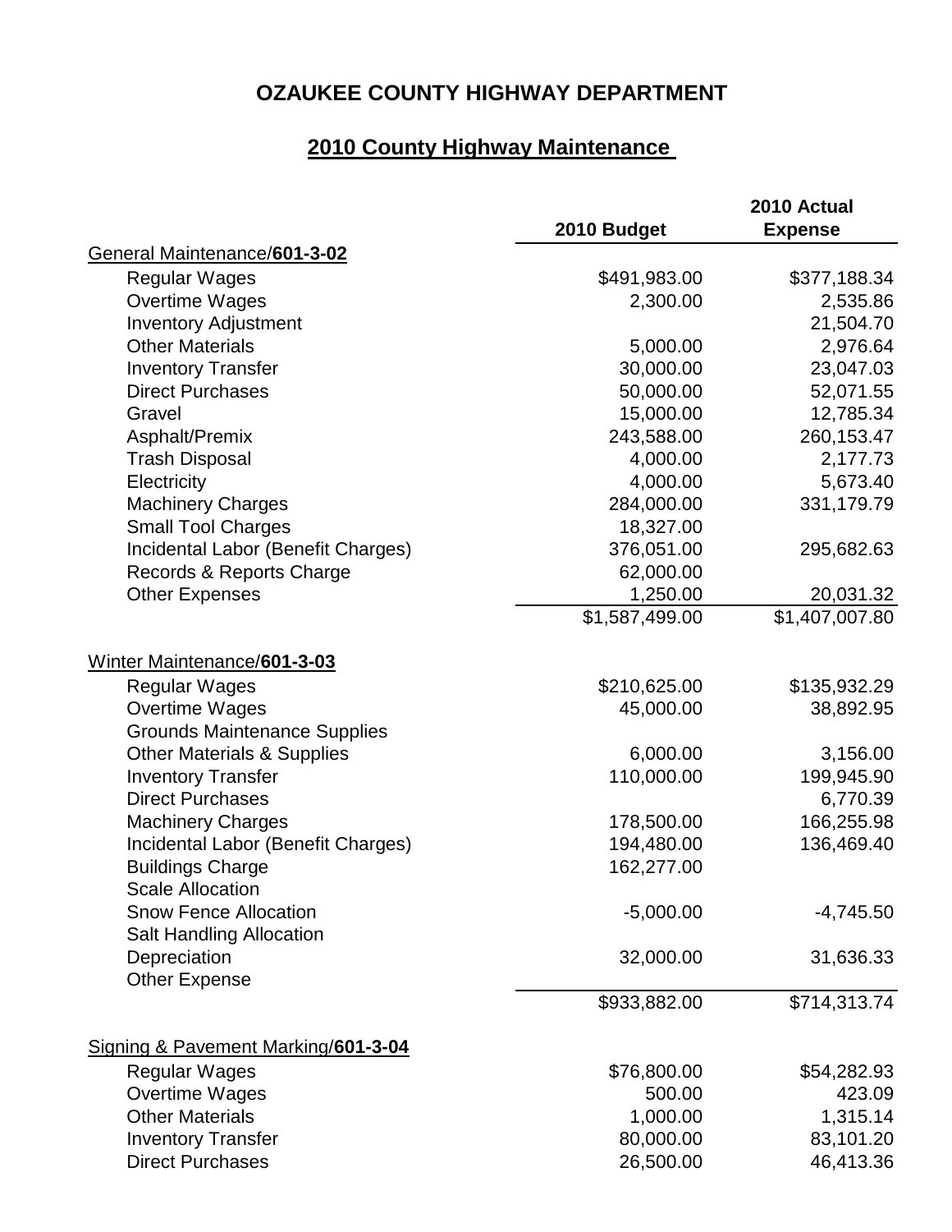# OZAUKEE COUNTY HIGHWAY DEPARTMENT

## 2010 County Highway Maintenance

| | 2010 Budget | 2010 Actual Expense |
|---|---|---|
| General Maintenance/**601-3-02** | | |
| Regular Wages | $491,983.00 | $377,188.34 |
| Overtime Wages | 2,300.00 | 2,535.86 |
| Inventory Adjustment | | 21,504.70 |
| Other Materials | 5,000.00 | 2,976.64 |
| Inventory Transfer | 30,000.00 | 23,047.03 |
| Direct Purchases | 50,000.00 | 52,071.55 |
| Gravel | 15,000.00 | 12,785.34 |
| Asphalt/Premix | 243,588.00 | 260,153.47 |
| Trash Disposal | 4,000.00 | 2,177.73 |
| Electricity | 4,000.00 | 5,673.40 |
| Machinery Charges | 284,000.00 | 331,179.79 |
| Small Tool Charges | 18,327.00 | |
| Incidental Labor (Benefit Charges) | 376,051.00 | 295,682.63 |
| Records & Reports Charge | 62,000.00 | |
| Other Expenses | 1,250.00 | 20,031.32 |
| | $1,587,499.00 | $1,407,007.80 |
| Winter Maintenance/**601-3-03** | | |
| Regular Wages | $210,625.00 | $135,932.29 |
| Overtime Wages | 45,000.00 | 38,892.95 |
| Grounds Maintenance Supplies | | |
| Other Materials & Supplies | 6,000.00 | 3,156.00 |
| Inventory Transfer | 110,000.00 | 199,945.90 |
| Direct Purchases | | 6,770.39 |
| Machinery Charges | 178,500.00 | 166,255.98 |
| Incidental Labor (Benefit Charges) | 194,480.00 | 136,469.40 |
| Buildings Charge | 162,277.00 | |
| Scale Allocation | | |
| Snow Fence Allocation | -5,000.00 | -4,745.50 |
| Salt Handling Allocation | | |
| Depreciation | 32,000.00 | 31,636.33 |
| Other Expense | | |
| | $933,882.00 | $714,313.74 |
| Signing & Pavement Marking/**601-3-04** | | |
| Regular Wages | $76,800.00 | $54,282.93 |
| Overtime Wages | 500.00 | 423.09 |
| Other Materials | 1,000.00 | 1,315.14 |
| Inventory Transfer | 80,000.00 | 83,101.20 |
| Direct Purchases | 26,500.00 | 46,413.36 |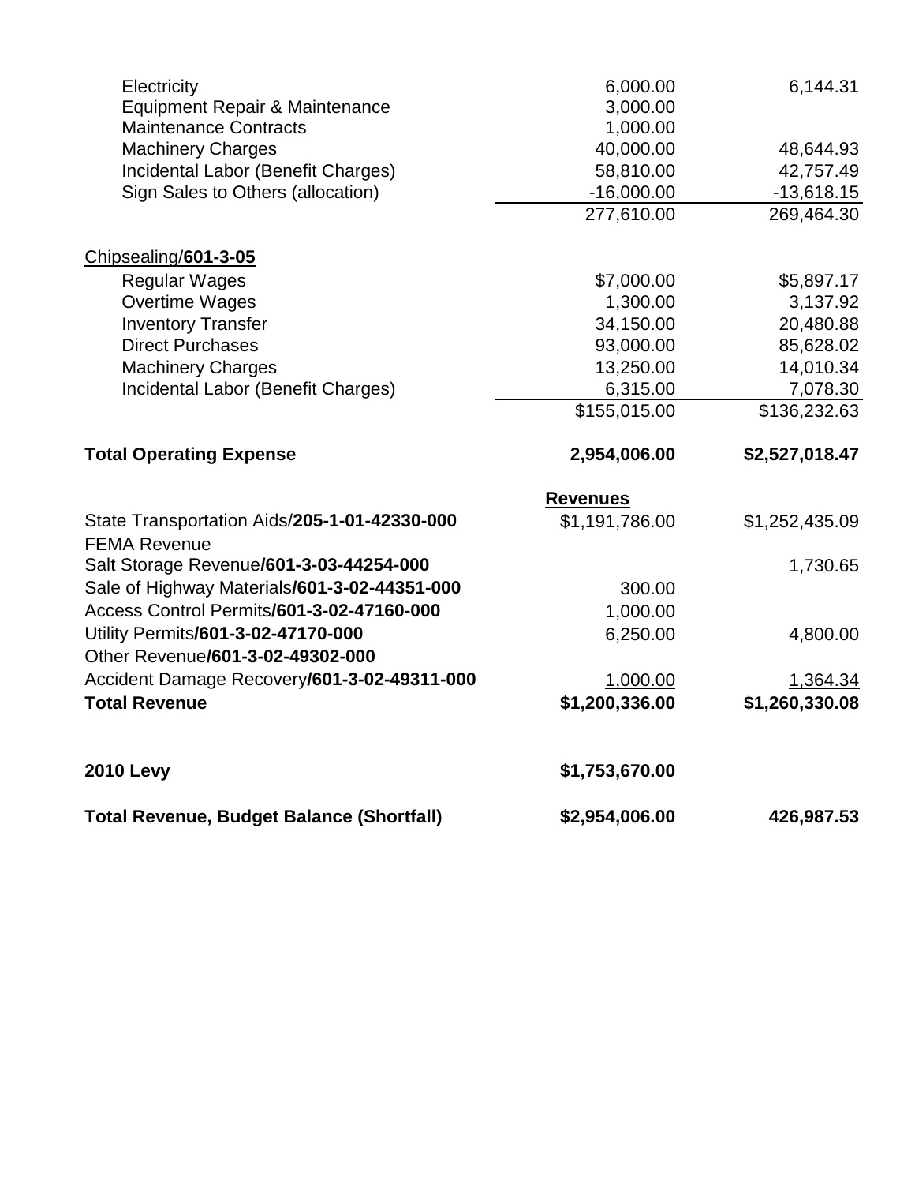| | | |
|---|---|---|
| Electricity | 6,000.00 | 6,144.31 |
| Equipment Repair & Maintenance | 3,000.00 | |
| Maintenance Contracts | 1,000.00 | |
| Machinery Charges | 40,000.00 | 48,644.93 |
| Incidental Labor (Benefit Charges) | 58,810.00 | 42,757.49 |
| Sign Sales to Others (allocation) | -16,000.00 | -13,618.15 |
| | 277,610.00 | 269,464.30 |
| | | |
| Chipsealing/**601-3-05** | | |
| Regular Wages | $7,000.00 | $5,897.17 |
| Overtime Wages | 1,300.00 | 3,137.92 |
| Inventory Transfer | 34,150.00 | 20,480.88 |
| Direct Purchases | 93,000.00 | 85,628.02 |
| Machinery Charges | 13,250.00 | 14,010.34 |
| Incidental Labor (Benefit Charges) | 6,315.00 | 7,078.30 |
| | $155,015.00 | $136,232.63 |
| | | |
| **Total Operating Expense** | **2,954,006.00** | **$2,527,018.47** |
| | | |
| | **Revenues** | |
| State Transportation Aids/**205-1-01-42330-000** | $1,191,786.00 | $1,252,435.09 |
| FEMA Revenue | | |
| Salt Storage Revenue/**601-3-03-44254-000** | | 1,730.65 |
| Sale of Highway Materials/**601-3-02-44351-000** | 300.00 | |
| Access Control Permits/**601-3-02-47160-000** | 1,000.00 | |
| Utility Permits/**601-3-02-47170-000** | 6,250.00 | 4,800.00 |
| Other Revenue/**601-3-02-49302-000** | | |
| Accident Damage Recovery/**601-3-02-49311-000** | 1,000.00 | 1,364.34 |
| **Total Revenue** | **$1,200,336.00** | **$1,260,330.08** |
| | | |
| **2010 Levy** | **$1,753,670.00** | |
| | | |
| **Total Revenue, Budget Balance (Shortfall)** | **$2,954,006.00** | **426,987.53** |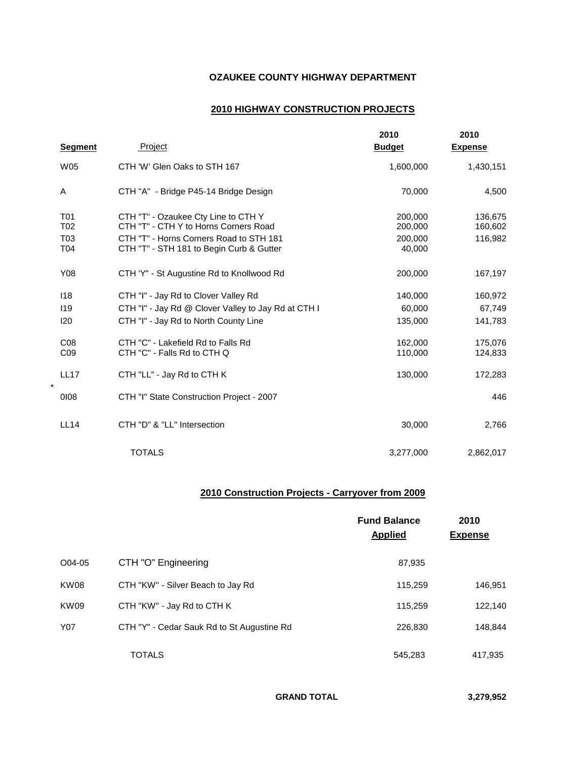**OZAUKEE COUNTY HIGHWAY DEPARTMENT**

## 2010 HIGHWAY CONSTRUCTION PROJECTS

| Segment | Project | 2010 Budget | 2010 Expense |
|---|---|---|---|
| W05 | CTH 'W' Glen Oaks to STH 167 | 1,600,000 | 1,430,151 |
| A | CTH "A" - Bridge P45-14 Bridge Design | 70,000 | 4,500 |
| T01 | CTH "T" - Ozaukee Cty Line to CTH Y | 200,000 | 136,675 |
| T02 | CTH "T" - CTH Y to Horns Corners Road | 200,000 | 160,602 |
| T03 | CTH "T" - Horns Corners Road to STH 181 | 200,000 | 116,982 |
| T04 | CTH "T" - STH 181 to Begin Curb & Gutter | 40,000 | |
| Y08 | CTH 'Y" - St Augustine Rd to Knollwood Rd | 200,000 | 167,197 |
| I18 | CTH "I" - Jay Rd to Clover Valley Rd | 140,000 | 160,972 |
| I19 | CTH "I" - Jay Rd @ Clover Valley to Jay Rd at CTH I | 60,000 | 67,749 |
| I20 | CTH "I" - Jay Rd to North County Line | 135,000 | 141,783 |
| C08 | CTH "C" - Lakefield Rd to Falls Rd | 162,000 | 175,076 |
| C09 | CTH "C" - Falls Rd to CTH Q | 110,000 | 124,833 |
| LL17 | CTH "LL" - Jay Rd to CTH K | 130,000 | 172,283 |
| * 0I08 | CTH "I" State Construction Project - 2007 | | 446 |
| LL14 | CTH "D" & "LL" Intersection | 30,000 | 2,766 |
| | TOTALS | 3,277,000 | 2,862,017 |

## 2010 Construction Projects - Carryover from 2009

| | | Fund Balance Applied | 2010 Expense |
|---|---|---|---|
| O04-05 | CTH "O" Engineering | 87,935 | |
| KW08 | CTH "KW" - Silver Beach to Jay Rd | 115,259 | 146,951 |
| KW09 | CTH "KW" - Jay Rd to CTH K | 115,259 | 122,140 |
| Y07 | CTH "Y" - Cedar Sauk Rd to St Augustine Rd | 226,830 | 148,844 |
| | TOTALS | 545,283 | 417,935 |

**GRAND TOTAL** **3,279,952**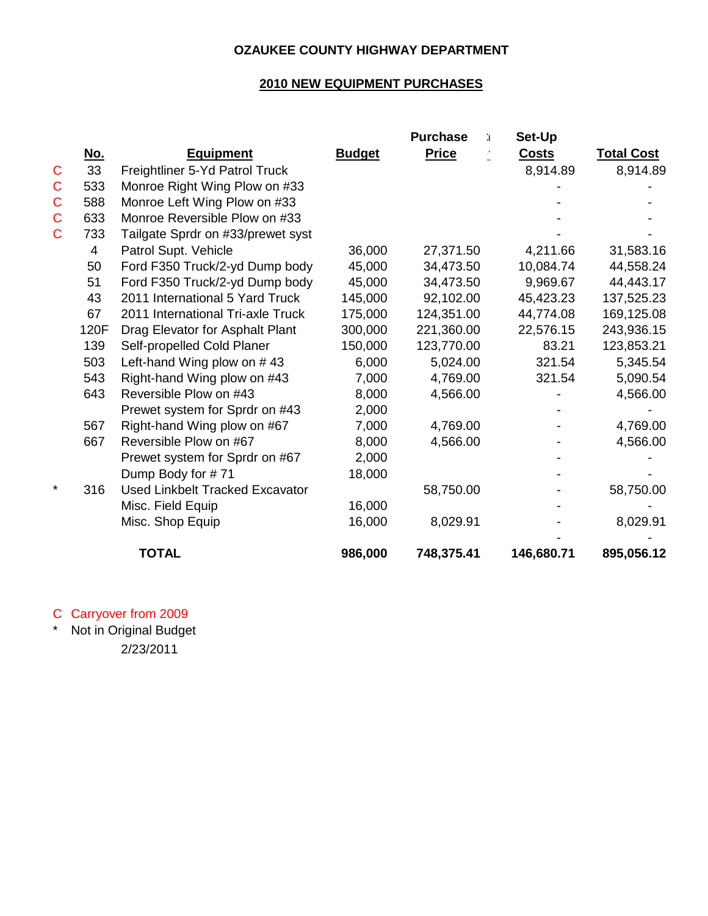**OZAUKEE COUNTY HIGHWAY DEPARTMENT**

**2010 NEW EQUIPMENT PURCHASES**

| | No. | Equipment | Budget | Purchase Price | Set-Up Costs | Total Cost |
|---|---|---|---|---|---|---|
| C | 33 | Freightliner 5-Yd Patrol Truck | | | 8,914.89 | 8,914.89 |
| C | 533 | Monroe Right Wing Plow on #33 | | | - | - |
| C | 588 | Monroe Left Wing Plow on #33 | | | - | - |
| C | 633 | Monroe Reversible Plow on #33 | | | - | - |
| C | 733 | Tailgate Sprdr on #33/prewet syst | | | - | - |
| | 4 | Patrol Supt. Vehicle | 36,000 | 27,371.50 | 4,211.66 | 31,583.16 |
| | 50 | Ford F350 Truck/2-yd Dump body | 45,000 | 34,473.50 | 10,084.74 | 44,558.24 |
| | 51 | Ford F350 Truck/2-yd Dump body | 45,000 | 34,473.50 | 9,969.67 | 44,443.17 |
| | 43 | 2011 International 5 Yard Truck | 145,000 | 92,102.00 | 45,423.23 | 137,525.23 |
| | 67 | 2011 International Tri-axle Truck | 175,000 | 124,351.00 | 44,774.08 | 169,125.08 |
| | 120F | Drag Elevator for Asphalt Plant | 300,000 | 221,360.00 | 22,576.15 | 243,936.15 |
| | 139 | Self-propelled Cold Planer | 150,000 | 123,770.00 | 83.21 | 123,853.21 |
| | 503 | Left-hand Wing plow on # 43 | 6,000 | 5,024.00 | 321.54 | 5,345.54 |
| | 543 | Right-hand Wing plow on #43 | 7,000 | 4,769.00 | 321.54 | 5,090.54 |
| | 643 | Reversible Plow on #43 | 8,000 | 4,566.00 | - | 4,566.00 |
| | | Prewet system for Sprdr on #43 | 2,000 | | - | - |
| | 567 | Right-hand Wing plow on #67 | 7,000 | 4,769.00 | - | 4,769.00 |
| | 667 | Reversible Plow on #67 | 8,000 | 4,566.00 | - | 4,566.00 |
| | | Prewet system for Sprdr on #67 | 2,000 | | - | - |
| | | Dump Body for # 71 | 18,000 | | - | - |
| * | 316 | Used Linkbelt Tracked Excavator | | 58,750.00 | - | 58,750.00 |
| | | Misc. Field Equip | 16,000 | | - | - |
| | | Misc. Shop Equip | 16,000 | 8,029.91 | - | 8,029.91 |
| | | | | | - | - |
| | | **TOTAL** | **986,000** | **748,375.41** | **146,680.71** | **895,056.12** |

C Carryover from 2009

* Not in Original Budget

2/23/2011